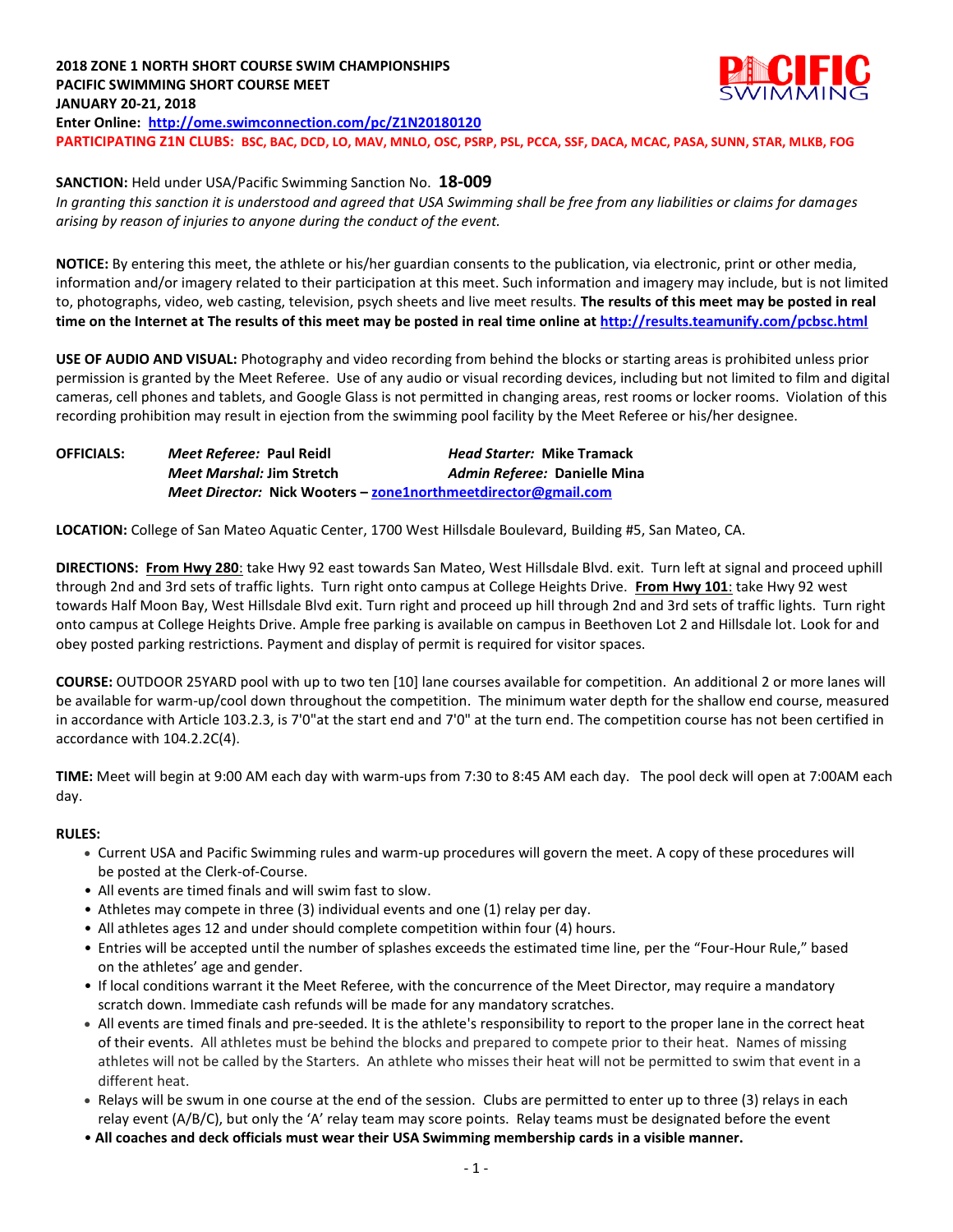**2018 ZONE 1 NORTH SHORT COURSE SWIM CHAMPIONSHIPS**
**PACIFIC SWIMMING SHORT COURSE MEET**
**JANUARY 20-21, 2018**
**Enter Online: [http://ome.swimconnection.com/pc/Z1N20180120](http://ome.swimconnection.com/pc/Z1N20180120)**
**PARTICIPATING Z1N CLUBS: BSC, BAC, DCD, LO, MAV, MNLO, OSC, PSRP, PSL, PCCA, SSF, DACA, MCAC, PASA, SUNN, STAR, MLKB, FOG**

**SANCTION:** Held under USA/Pacific Swimming Sanction No. **18-009**
*In granting this sanction it is understood and agreed that USA Swimming shall be free from any liabilities or claims for damages arising by reason of injuries to anyone during the conduct of the event.*

**NOTICE:** By entering this meet, the athlete or his/her guardian consents to the publication, via electronic, print or other media, information and/or imagery related to their participation at this meet. Such information and imagery may include, but is not limited to, photographs, video, web casting, television, psych sheets and live meet results. **The results of this meet may be posted in real time on the Internet at The results of this meet may be posted in real time online at [http://results.teamunify.com/pcbsc.html](http://results.teamunify.com/pcbsc.html)**

**USE OF AUDIO AND VISUAL:** Photography and video recording from behind the blocks or starting areas is prohibited unless prior permission is granted by the Meet Referee. Use of any audio or visual recording devices, including but not limited to film and digital cameras, cell phones and tablets, and Google Glass is not permitted in changing areas, rest rooms or locker rooms. Violation of this recording prohibition may result in ejection from the swimming pool facility by the Meet Referee or his/her designee.

**OFFICIALS:** *Meet Referee:* **Paul Reidl** — *Head Starter:* **Mike Tramack**
*Meet Marshal:* **Jim Stretch** — *Admin Referee:* **Danielle Mina**
*Meet Director:* **Nick Wooters – [zone1northmeetdirector@gmail.com](mailto:zone1northmeetdirector@gmail.com)**

**LOCATION:** College of San Mateo Aquatic Center, 1700 West Hillsdale Boulevard, Building #5, San Mateo, CA.

**DIRECTIONS:** **From Hwy 280**: take Hwy 92 east towards San Mateo, West Hillsdale Blvd. exit. Turn left at signal and proceed uphill through 2nd and 3rd sets of traffic lights. Turn right onto campus at College Heights Drive. **From Hwy 101**: take Hwy 92 west towards Half Moon Bay, West Hillsdale Blvd exit. Turn right and proceed up hill through 2nd and 3rd sets of traffic lights. Turn right onto campus at College Heights Drive. Ample free parking is available on campus in Beethoven Lot 2 and Hillsdale lot. Look for and obey posted parking restrictions. Payment and display of permit is required for visitor spaces.

**COURSE:** OUTDOOR 25YARD pool with up to two ten [10] lane courses available for competition. An additional 2 or more lanes will be available for warm-up/cool down throughout the competition. The minimum water depth for the shallow end course, measured in accordance with Article 103.2.3, is 7'0"at the start end and 7'0" at the turn end. The competition course has not been certified in accordance with 104.2.2C(4).

**TIME:** Meet will begin at 9:00 AM each day with warm-ups from 7:30 to 8:45 AM each day. The pool deck will open at 7:00AM each day.

**RULES:**

- Current USA and Pacific Swimming rules and warm-up procedures will govern the meet. A copy of these procedures will be posted at the Clerk-of-Course.
- All events are timed finals and will swim fast to slow.
- Athletes may compete in three (3) individual events and one (1) relay per day.
- All athletes ages 12 and under should complete competition within four (4) hours.
- Entries will be accepted until the number of splashes exceeds the estimated time line, per the "Four-Hour Rule," based on the athletes' age and gender.
- If local conditions warrant it the Meet Referee, with the concurrence of the Meet Director, may require a mandatory scratch down. Immediate cash refunds will be made for any mandatory scratches.
- All events are timed finals and pre-seeded. It is the athlete's responsibility to report to the proper lane in the correct heat of their events. All athletes must be behind the blocks and prepared to compete prior to their heat. Names of missing athletes will not be called by the Starters. An athlete who misses their heat will not be permitted to swim that event in a different heat.
- Relays will be swum in one course at the end of the session. Clubs are permitted to enter up to three (3) relays in each relay event (A/B/C), but only the 'A' relay team may score points. Relay teams must be designated before the event
- **All coaches and deck officials must wear their USA Swimming membership cards in a visible manner.**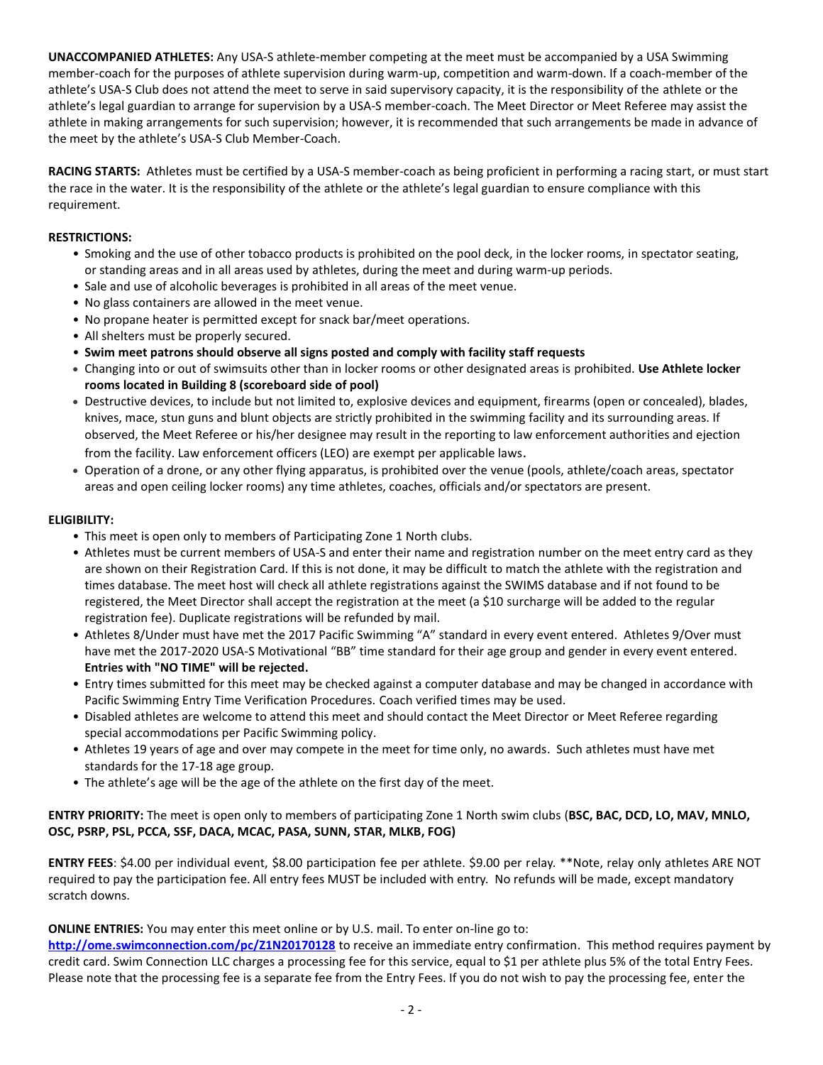**UNACCOMPANIED ATHLETES:** Any USA-S athlete-member competing at the meet must be accompanied by a USA Swimming member-coach for the purposes of athlete supervision during warm-up, competition and warm-down. If a coach-member of the athlete's USA-S Club does not attend the meet to serve in said supervisory capacity, it is the responsibility of the athlete or the athlete's legal guardian to arrange for supervision by a USA-S member-coach. The Meet Director or Meet Referee may assist the athlete in making arrangements for such supervision; however, it is recommended that such arrangements be made in advance of the meet by the athlete's USA-S Club Member-Coach.

**RACING STARTS:** Athletes must be certified by a USA-S member-coach as being proficient in performing a racing start, or must start the race in the water. It is the responsibility of the athlete or the athlete's legal guardian to ensure compliance with this requirement.

**RESTRICTIONS:**

- Smoking and the use of other tobacco products is prohibited on the pool deck, in the locker rooms, in spectator seating, or standing areas and in all areas used by athletes, during the meet and during warm-up periods.
- Sale and use of alcoholic beverages is prohibited in all areas of the meet venue.
- No glass containers are allowed in the meet venue.
- No propane heater is permitted except for snack bar/meet operations.
- All shelters must be properly secured.
- **Swim meet patrons should observe all signs posted and comply with facility staff requests**
- Changing into or out of swimsuits other than in locker rooms or other designated areas is prohibited. **Use Athlete locker rooms located in Building 8 (scoreboard side of pool)**
- Destructive devices, to include but not limited to, explosive devices and equipment, firearms (open or concealed), blades, knives, mace, stun guns and blunt objects are strictly prohibited in the swimming facility and its surrounding areas. If observed, the Meet Referee or his/her designee may result in the reporting to law enforcement authorities and ejection from the facility. Law enforcement officers (LEO) are exempt per applicable laws.
- Operation of a drone, or any other flying apparatus, is prohibited over the venue (pools, athlete/coach areas, spectator areas and open ceiling locker rooms) any time athletes, coaches, officials and/or spectators are present.

**ELIGIBILITY:**

- This meet is open only to members of Participating Zone 1 North clubs.
- Athletes must be current members of USA-S and enter their name and registration number on the meet entry card as they are shown on their Registration Card. If this is not done, it may be difficult to match the athlete with the registration and times database. The meet host will check all athlete registrations against the SWIMS database and if not found to be registered, the Meet Director shall accept the registration at the meet (a $10 surcharge will be added to the regular registration fee). Duplicate registrations will be refunded by mail.
- Athletes 8/Under must have met the 2017 Pacific Swimming "A" standard in every event entered. Athletes 9/Over must have met the 2017-2020 USA-S Motivational "BB" time standard for their age group and gender in every event entered. **Entries with "NO TIME" will be rejected.**
- Entry times submitted for this meet may be checked against a computer database and may be changed in accordance with Pacific Swimming Entry Time Verification Procedures. Coach verified times may be used.
- Disabled athletes are welcome to attend this meet and should contact the Meet Director or Meet Referee regarding special accommodations per Pacific Swimming policy.
- Athletes 19 years of age and over may compete in the meet for time only, no awards. Such athletes must have met standards for the 17-18 age group.
- The athlete's age will be the age of the athlete on the first day of the meet.

**ENTRY PRIORITY:** The meet is open only to members of participating Zone 1 North swim clubs (**BSC, BAC, DCD, LO, MAV, MNLO, OSC, PSRP, PSL, PCCA, SSF, DACA, MCAC, PASA, SUNN, STAR, MLKB, FOG)**

**ENTRY FEES**: $4.00 per individual event, $8.00 participation fee per athlete. $9.00 per relay. **Note, relay only athletes ARE NOT required to pay the participation fee. All entry fees MUST be included with entry. No refunds will be made, except mandatory scratch downs.

**ONLINE ENTRIES:** You may enter this meet online or by U.S. mail. To enter on-line go to: **http://ome.swimconnection.com/pc/Z1N20170128** to receive an immediate entry confirmation. This method requires payment by credit card. Swim Connection LLC charges a processing fee for this service, equal to $1 per athlete plus 5% of the total Entry Fees. Please note that the processing fee is a separate fee from the Entry Fees. If you do not wish to pay the processing fee, enter the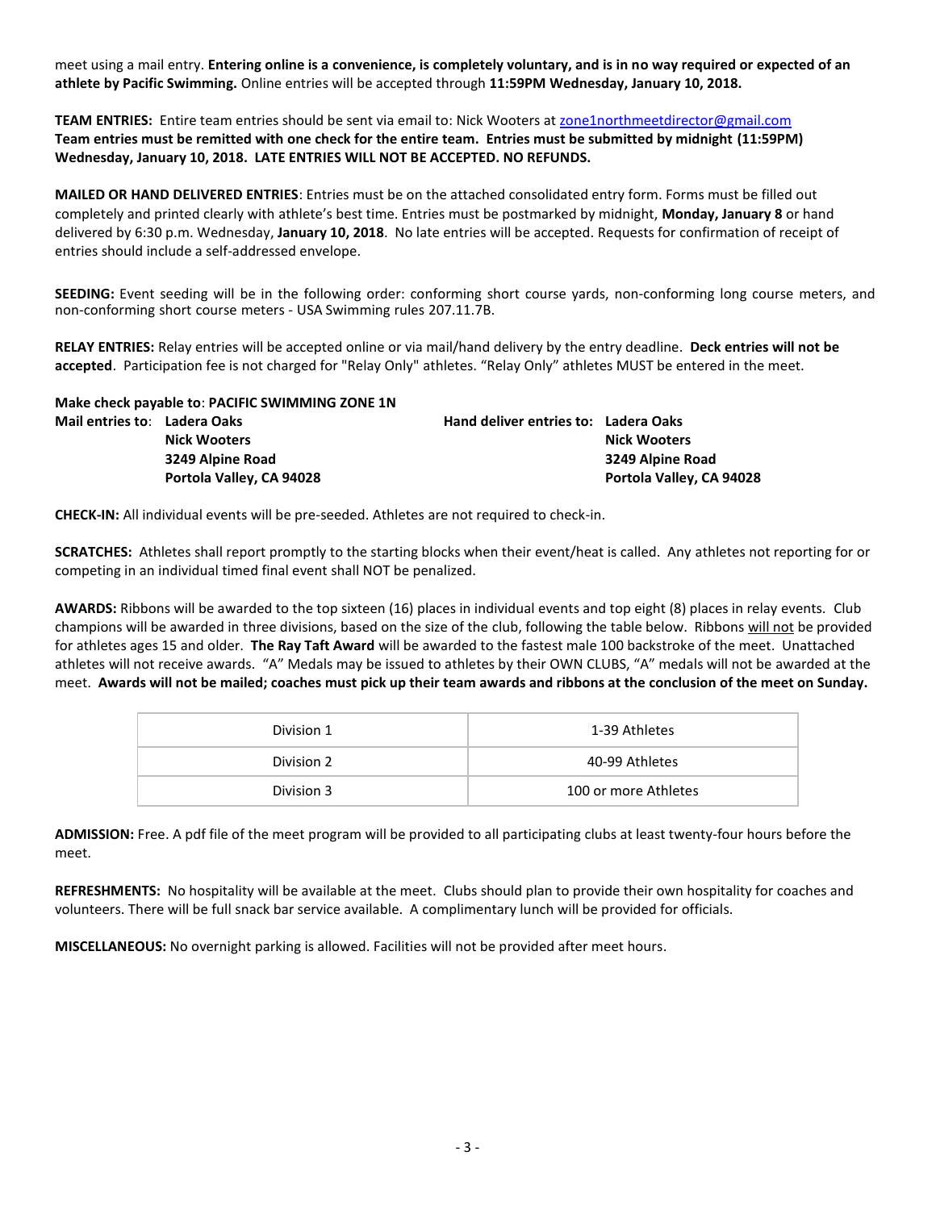meet using a mail entry. **Entering online is a convenience, is completely voluntary, and is in no way required or expected of an athlete by Pacific Swimming.** Online entries will be accepted through **11:59PM Wednesday, January 10, 2018.**

**TEAM ENTRIES:** Entire team entries should be sent via email to: Nick Wooters at zone1northmeetdirector@gmail.com **Team entries must be remitted with one check for the entire team. Entries must be submitted by midnight (11:59PM) Wednesday, January 10, 2018. LATE ENTRIES WILL NOT BE ACCEPTED. NO REFUNDS.**

**MAILED OR HAND DELIVERED ENTRIES**: Entries must be on the attached consolidated entry form. Forms must be filled out completely and printed clearly with athlete's best time. Entries must be postmarked by midnight, **Monday, January 8** or hand delivered by 6:30 p.m. Wednesday, **January 10, 2018**. No late entries will be accepted. Requests for confirmation of receipt of entries should include a self-addressed envelope.

**SEEDING:** Event seeding will be in the following order: conforming short course yards, non-conforming long course meters, and non-conforming short course meters - USA Swimming rules 207.11.7B.

**RELAY ENTRIES:** Relay entries will be accepted online or via mail/hand delivery by the entry deadline. **Deck entries will not be accepted**. Participation fee is not charged for "Relay Only" athletes. "Relay Only" athletes MUST be entered in the meet.

**Make check payable to**: **PACIFIC SWIMMING ZONE 1N**

**Mail entries to**: **Ladera Oaks**
**Nick Wooters**
**3249 Alpine Road**
**Portola Valley, CA 94028**

**Hand deliver entries to: Ladera Oaks**
**Nick Wooters**
**3249 Alpine Road**
**Portola Valley, CA 94028**

**CHECK-IN:** All individual events will be pre-seeded. Athletes are not required to check-in.

**SCRATCHES:** Athletes shall report promptly to the starting blocks when their event/heat is called. Any athletes not reporting for or competing in an individual timed final event shall NOT be penalized.

**AWARDS:** Ribbons will be awarded to the top sixteen (16) places in individual events and top eight (8) places in relay events. Club champions will be awarded in three divisions, based on the size of the club, following the table below. Ribbons will not be provided for athletes ages 15 and older. **The Ray Taft Award** will be awarded to the fastest male 100 backstroke of the meet. Unattached athletes will not receive awards. "A" Medals may be issued to athletes by their OWN CLUBS, "A" medals will not be awarded at the meet. **Awards will not be mailed; coaches must pick up their team awards and ribbons at the conclusion of the meet on Sunday.**

| Division | Athletes |
|---|---|
| Division 1 | 1-39 Athletes |
| Division 2 | 40-99 Athletes |
| Division 3 | 100 or more Athletes |

**ADMISSION:** Free. A pdf file of the meet program will be provided to all participating clubs at least twenty-four hours before the meet.

**REFRESHMENTS:** No hospitality will be available at the meet. Clubs should plan to provide their own hospitality for coaches and volunteers. There will be full snack bar service available. A complimentary lunch will be provided for officials.

**MISCELLANEOUS:** No overnight parking is allowed. Facilities will not be provided after meet hours.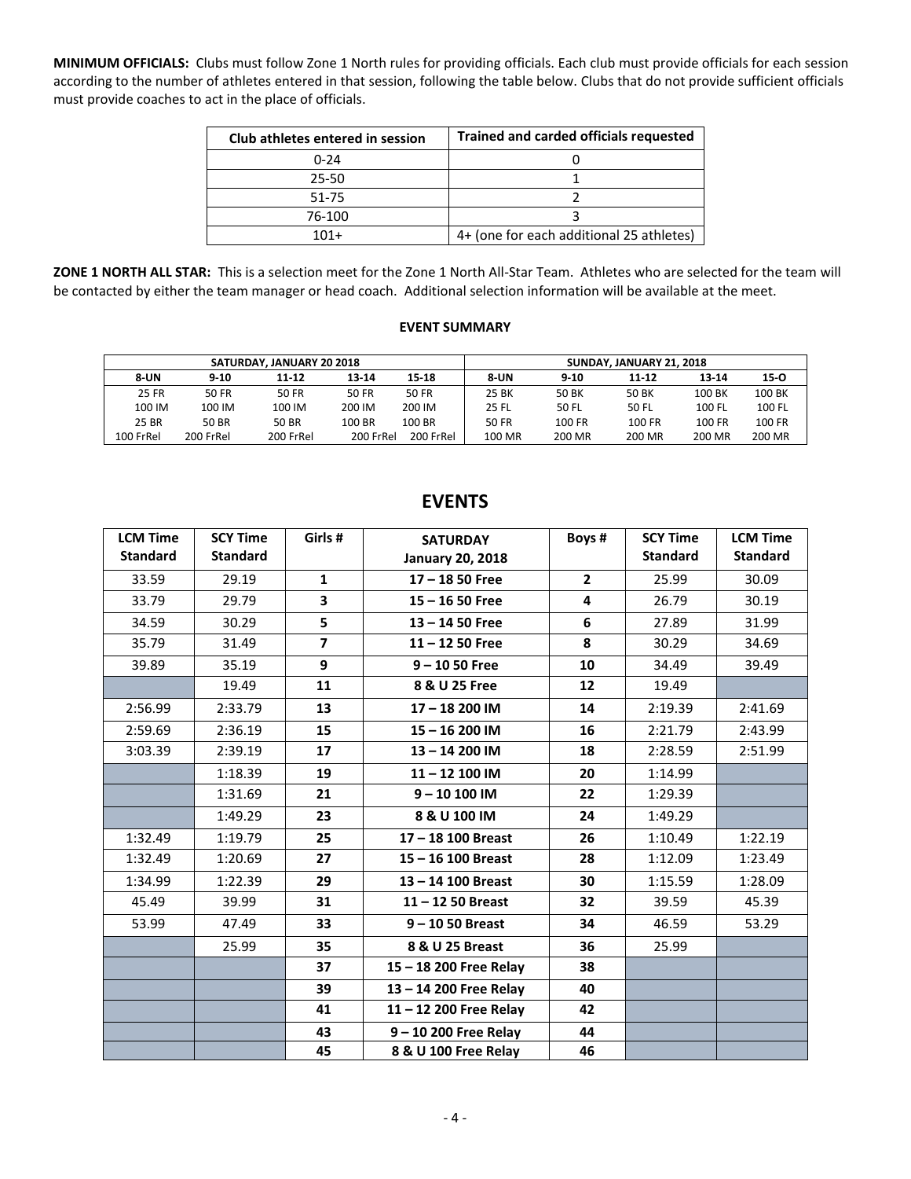**MINIMUM OFFICIALS:** Clubs must follow Zone 1 North rules for providing officials. Each club must provide officials for each session according to the number of athletes entered in that session, following the table below. Clubs that do not provide sufficient officials must provide coaches to act in the place of officials.

| Club athletes entered in session | Trained and carded officials requested |
|---|---|
| 0-24 | 0 |
| 25-50 | 1 |
| 51-75 | 2 |
| 76-100 | 3 |
| 101+ | 4+ (one for each additional 25 athletes) |

**ZONE 1 NORTH ALL STAR:** This is a selection meet for the Zone 1 North All-Star Team. Athletes who are selected for the team will be contacted by either the team manager or head coach. Additional selection information will be available at the meet.

### EVENT SUMMARY

| SATURDAY, JANUARY 20 2018 | | | | | SUNDAY, JANUARY 21, 2018 | | | | |
|---|---|---|---|---|---|---|---|---|---|
| 8-UN | 9-10 | 11-12 | 13-14 | 15-18 | 8-UN | 9-10 | 11-12 | 13-14 | 15-O |
| 25 FR | 50 FR | 50 FR | 50 FR | 50 FR | 25 BK | 50 BK | 50 BK | 100 BK | 100 BK |
| 100 IM | 100 IM | 100 IM | 200 IM | 200 IM | 25 FL | 50 FL | 50 FL | 100 FL | 100 FL |
| 25 BR | 50 BR | 50 BR | 100 BR | 100 BR | 50 FR | 100 FR | 100 FR | 100 FR | 100 FR |
| 100 FrRel | 200 FrRel | 200 FrRel | 200 FrRel | 200 FrRel | 100 MR | 200 MR | 200 MR | 200 MR | 200 MR |

## EVENTS

| LCM Time Standard | SCY Time Standard | Girls # | SATURDAY January 20, 2018 | Boys # | SCY Time Standard | LCM Time Standard |
|---|---|---|---|---|---|---|
| 33.59 | 29.19 | **1** | **17 – 18 50 Free** | **2** | 25.99 | 30.09 |
| 33.79 | 29.79 | **3** | **15 – 16 50 Free** | **4** | 26.79 | 30.19 |
| 34.59 | 30.29 | **5** | **13 – 14 50 Free** | **6** | 27.89 | 31.99 |
| 35.79 | 31.49 | **7** | **11 – 12 50 Free** | **8** | 30.29 | 34.69 |
| 39.89 | 35.19 | **9** | **9 – 10 50 Free** | **10** | 34.49 | 39.49 |
| | 19.49 | **11** | **8 & U 25 Free** | **12** | 19.49 | |
| 2:56.99 | 2:33.79 | **13** | **17 – 18 200 IM** | **14** | 2:19.39 | 2:41.69 |
| 2:59.69 | 2:36.19 | **15** | **15 – 16 200 IM** | **16** | 2:21.79 | 2:43.99 |
| 3:03.39 | 2:39.19 | **17** | **13 – 14 200 IM** | **18** | 2:28.59 | 2:51.99 |
| | 1:18.39 | **19** | **11 – 12 100 IM** | **20** | 1:14.99 | |
| | 1:31.69 | **21** | **9 – 10 100 IM** | **22** | 1:29.39 | |
| | 1:49.29 | **23** | **8 & U 100 IM** | **24** | 1:49.29 | |
| 1:32.49 | 1:19.79 | **25** | **17 – 18 100 Breast** | **26** | 1:10.49 | 1:22.19 |
| 1:32.49 | 1:20.69 | **27** | **15 – 16 100 Breast** | **28** | 1:12.09 | 1:23.49 |
| 1:34.99 | 1:22.39 | **29** | **13 – 14 100 Breast** | **30** | 1:15.59 | 1:28.09 |
| 45.49 | 39.99 | **31** | **11 – 12 50 Breast** | **32** | 39.59 | 45.39 |
| 53.99 | 47.49 | **33** | **9 – 10 50 Breast** | **34** | 46.59 | 53.29 |
| | 25.99 | **35** | **8 & U 25 Breast** | **36** | 25.99 | |
| | | **37** | **15 – 18 200 Free Relay** | **38** | | |
| | | **39** | **13 – 14 200 Free Relay** | **40** | | |
| | | **41** | **11 – 12 200 Free Relay** | **42** | | |
| | | **43** | **9 – 10 200 Free Relay** | **44** | | |
| | | **45** | **8 & U 100 Free Relay** | **46** | | |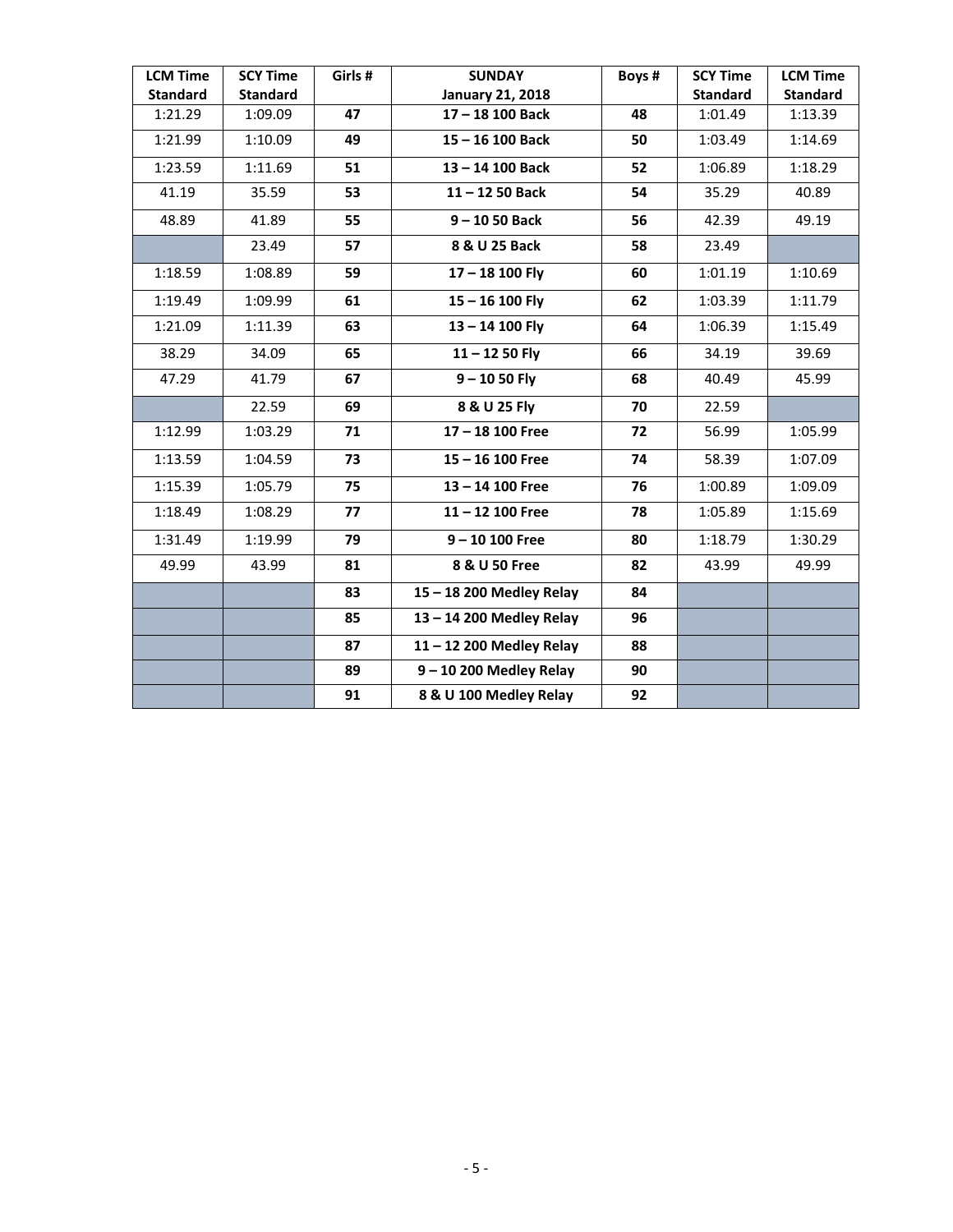| LCM Time Standard | SCY Time Standard | Girls # | SUNDAY January 21, 2018 | Boys # | SCY Time Standard | LCM Time Standard |
|---|---|---|---|---|---|---|
| 1:21.29 | 1:09.09 | **47** | **17 – 18 100 Back** | **48** | 1:01.49 | 1:13.39 |
| 1:21.99 | 1:10.09 | **49** | **15 – 16 100 Back** | **50** | 1:03.49 | 1:14.69 |
| 1:23.59 | 1:11.69 | **51** | **13 – 14 100 Back** | **52** | 1:06.89 | 1:18.29 |
| 41.19 | 35.59 | **53** | **11 – 12 50 Back** | **54** | 35.29 | 40.89 |
| 48.89 | 41.89 | **55** | **9 – 10 50 Back** | **56** | 42.39 | 49.19 |
| | 23.49 | **57** | **8 & U 25 Back** | **58** | 23.49 | |
| 1:18.59 | 1:08.89 | **59** | **17 – 18 100 Fly** | **60** | 1:01.19 | 1:10.69 |
| 1:19.49 | 1:09.99 | **61** | **15 – 16 100 Fly** | **62** | 1:03.39 | 1:11.79 |
| 1:21.09 | 1:11.39 | **63** | **13 – 14 100 Fly** | **64** | 1:06.39 | 1:15.49 |
| 38.29 | 34.09 | **65** | **11 – 12 50 Fly** | **66** | 34.19 | 39.69 |
| 47.29 | 41.79 | **67** | **9 – 10 50 Fly** | **68** | 40.49 | 45.99 |
| | 22.59 | **69** | **8 & U 25 Fly** | **70** | 22.59 | |
| 1:12.99 | 1:03.29 | **71** | **17 – 18 100 Free** | **72** | 56.99 | 1:05.99 |
| 1:13.59 | 1:04.59 | **73** | **15 – 16 100 Free** | **74** | 58.39 | 1:07.09 |
| 1:15.39 | 1:05.79 | **75** | **13 – 14 100 Free** | **76** | 1:00.89 | 1:09.09 |
| 1:18.49 | 1:08.29 | **77** | **11 – 12 100 Free** | **78** | 1:05.89 | 1:15.69 |
| 1:31.49 | 1:19.99 | **79** | **9 – 10 100 Free** | **80** | 1:18.79 | 1:30.29 |
| 49.99 | 43.99 | **81** | **8 & U 50 Free** | **82** | 43.99 | 49.99 |
| | | **83** | **15 – 18 200 Medley Relay** | **84** | | |
| | | **85** | **13 – 14 200 Medley Relay** | **96** | | |
| | | **87** | **11 – 12 200 Medley Relay** | **88** | | |
| | | **89** | **9 – 10 200 Medley Relay** | **90** | | |
| | | **91** | **8 & U 100 Medley Relay** | **92** | | |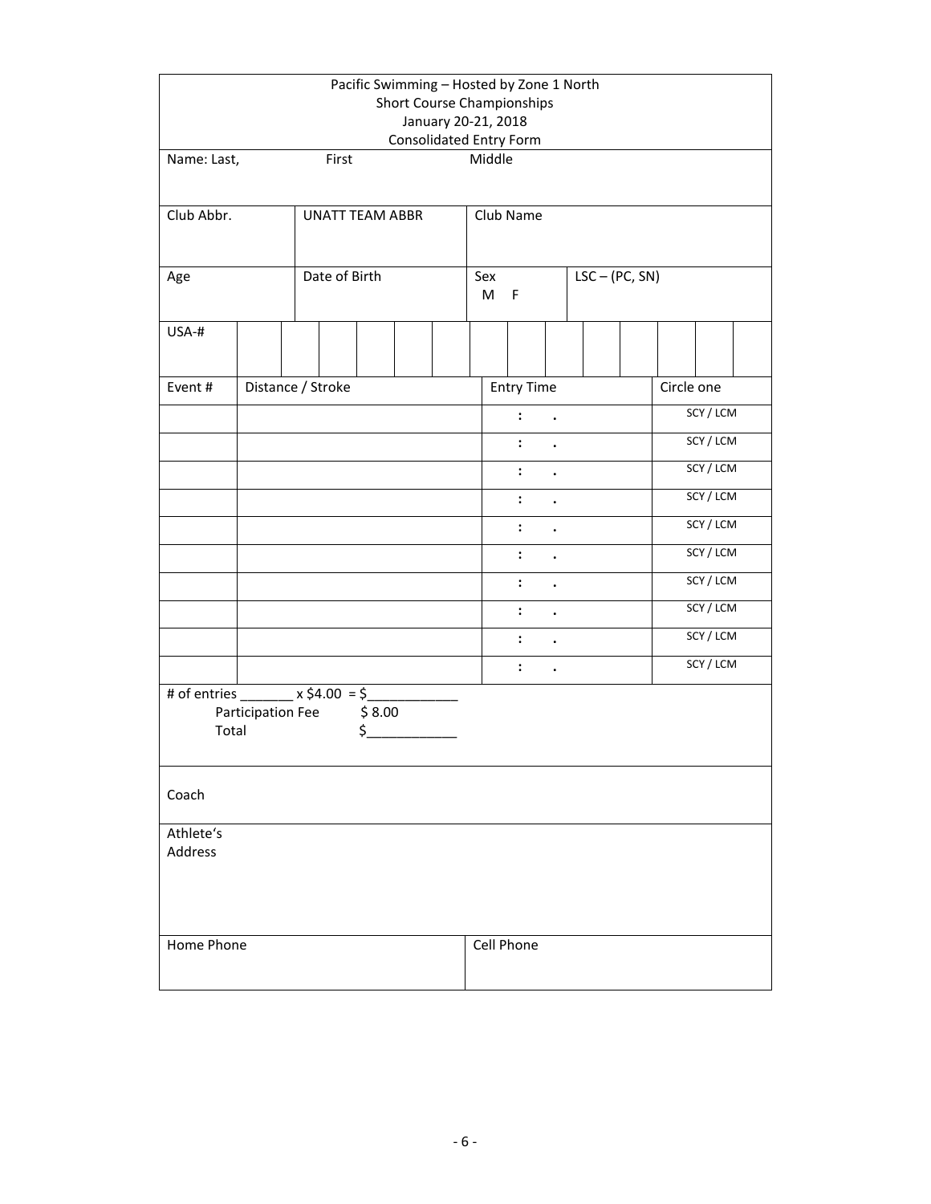Pacific Swimming – Hosted by Zone 1 North
Short Course Championships
January 20-21, 2018
Consolidated Entry Form

| Name: Last, | First | Middle |
|---|---|---|
| | | |

| Club Abbr. | UNATT TEAM ABBR | Club Name |
|---|---|---|
| | | |

| Age | Date of Birth | Sex M F | LSC – (PC, SN) |
|---|---|---|---|
| | | | |

| USA-# | | | | | | | | | | | | | | |
|---|---|---|---|---|---|---|---|---|---|---|---|---|---|---|
| | | | | | | | | | | | | | | |

| Event # | Distance / Stroke | Entry Time | Circle one |
|---|---|---|---|
| | | : . | SCY / LCM |
| | | : . | SCY / LCM |
| | | : . | SCY / LCM |
| | | : . | SCY / LCM |
| | | : . | SCY / LCM |
| | | : . | SCY / LCM |
| | | : . | SCY / LCM |
| | | : . | SCY / LCM |
| | | : . | SCY / LCM |
| | | : . | SCY / LCM |

# of entries _______ x $4.00 = $____________
Participation Fee $ 8.00
Total $____________

Coach

Athlete's Address

| Home Phone | Cell Phone |
|---|---|
| | |